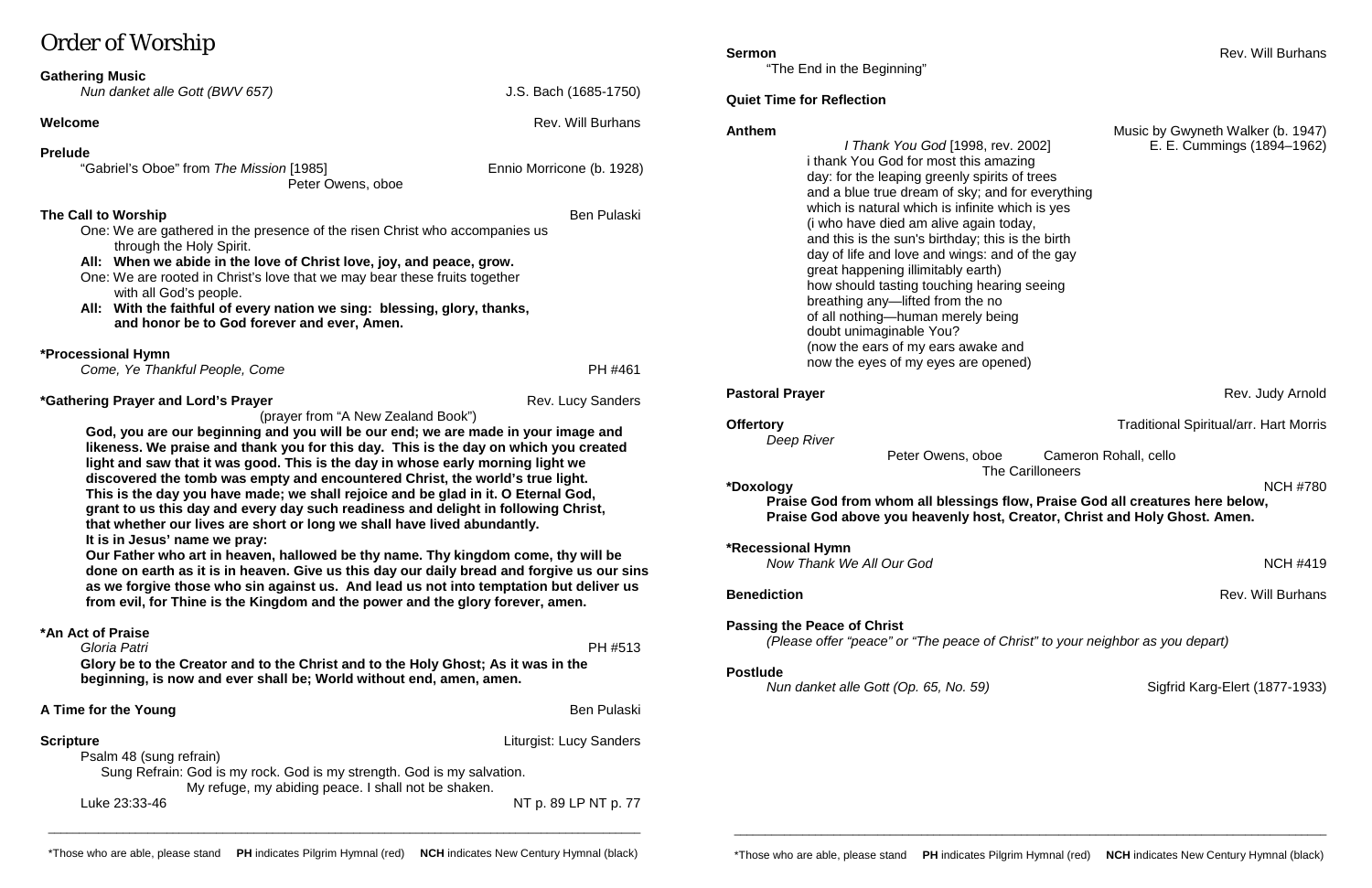# Order of Worship

**Gathering Music**
*Nun danket alle Gott (BWV 657)* — J.S. Bach (1685-1750)

**Welcome** — Rev. Will Burhans

**Prelude**
"Gabriel's Oboe" from *The Mission* [1985] — Ennio Morricone (b. 1928)
Peter Owens, oboe

**The Call to Worship** — Ben Pulaski

One: We are gathered in the presence of the risen Christ who accompanies us through the Holy Spirit.
**All: When we abide in the love of Christ love, joy, and peace, grow.**
One: We are rooted in Christ's love that we may bear these fruits together with all God's people.
**All: With the faithful of every nation we sing: blessing, glory, thanks, and honor be to God forever and ever, Amen.**

**\*Processional Hymn**
*Come, Ye Thankful People, Come* — PH #461

**\*Gathering Prayer and Lord's Prayer** — Rev. Lucy Sanders
(prayer from "A New Zealand Book")

**God, you are our beginning and you will be our end; we are made in your image and likeness. We praise and thank you for this day. This is the day on which you created light and saw that it was good. This is the day in whose early morning light we discovered the tomb was empty and encountered Christ, the world's true light. This is the day you have made; we shall rejoice and be glad in it. O Eternal God, grant to us this day and every day such readiness and delight in following Christ, that whether our lives are short or long we shall have lived abundantly. It is in Jesus' name we pray:**

**Our Father who art in heaven, hallowed be thy name. Thy kingdom come, thy will be done on earth as it is in heaven. Give us this day our daily bread and forgive us our sins as we forgive those who sin against us. And lead us not into temptation but deliver us from evil, for Thine is the Kingdom and the power and the glory forever, amen.**

**\*An Act of Praise**
*Gloria Patri* — PH #513
**Glory be to the Creator and to the Christ and to the Holy Ghost; As it was in the beginning, is now and ever shall be; World without end, amen, amen.**

**A Time for the Young** — Ben Pulaski

**Scripture** — Liturgist: Lucy Sanders
Psalm 48 (sung refrain)
Sung Refrain: God is my rock. God is my strength. God is my salvation. My refuge, my abiding peace. I shall not be shaken.
Luke 23:33-46 — NT p. 89 LP NT p. 77

**Sermon** — Rev. Will Burhans
"The End in the Beginning"

**Quiet Time for Reflection**

**Anthem** — Music by Gwyneth Walker (b. 1947), E. E. Cummings (1894–1962)
*I Thank You God* [1998, rev. 2002]

i thank You God for most this amazing
day: for the leaping greenly spirits of trees
and a blue true dream of sky; and for everything
which is natural which is infinite which is yes
(i who have died am alive again today,
and this is the sun's birthday; this is the birth
day of life and love and wings: and of the gay
great happening illimitably earth)
how should tasting touching hearing seeing
breathing any—lifted from the no
of all nothing—human merely being
doubt unimaginable You?
(now the ears of my ears awake and
now the eyes of my eyes are opened)

**Pastoral Prayer** — Rev. Judy Arnold

**Offertory** — Traditional Spiritual/arr. Hart Morris
*Deep River*
Peter Owens, oboe — Cameron Rohall, cello
The Carilloneers

**\*Doxology** — NCH #780
**Praise God from whom all blessings flow, Praise God all creatures here below, Praise God above you heavenly host, Creator, Christ and Holy Ghost. Amen.**

**\*Recessional Hymn**
*Now Thank We All Our God* — NCH #419

**Benediction** — Rev. Will Burhans

**Passing the Peace of Christ**
*(Please offer "peace" or "The peace of Christ" to your neighbor as you depart)*

**Postlude**
*Nun danket alle Gott (Op. 65, No. 59)* — Sigfrid Karg-Elert (1877-1933)

---

\*Those who are able, please stand **PH** indicates Pilgrim Hymnal (red) **NCH** indicates New Century Hymnal (black)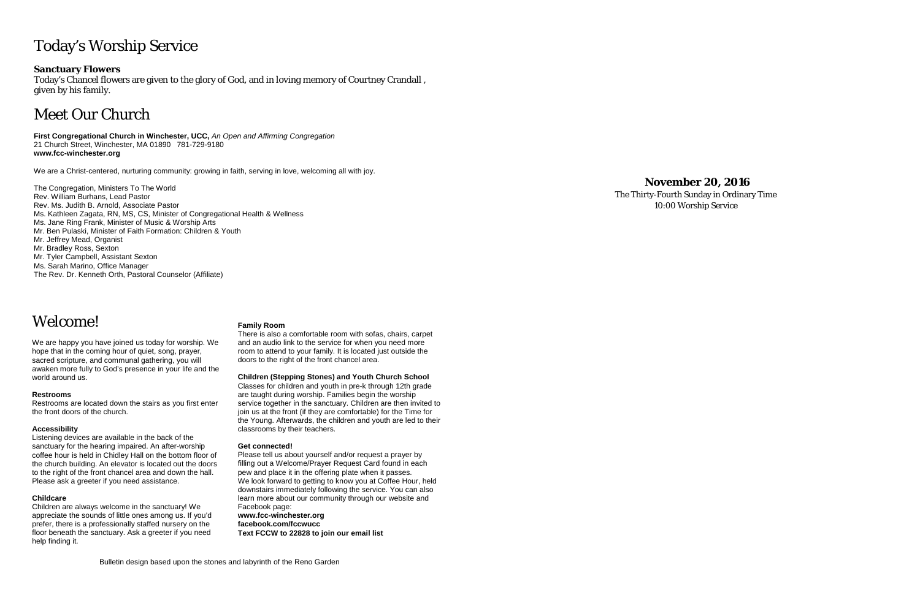# Today's Worship Service

**Sanctuary Flowers**
Today's Chancel flowers are given to the glory of God, and in loving memory of Courtney Crandall , given by his family.

# Meet Our Church

**First Congregational Church in Winchester, UCC,** *An Open and Affirming Congregation*
21 Church Street, Winchester, MA 01890 781-729-9180
**www.fcc-winchester.org**

We are a Christ-centered, nurturing community: growing in faith, serving in love, welcoming all with joy.

The Congregation, Ministers To The World
Rev. William Burhans, Lead Pastor
Rev. Ms. Judith B. Arnold, Associate Pastor
Ms. Kathleen Zagata, RN, MS, CS, Minister of Congregational Health & Wellness
Ms. Jane Ring Frank, Minister of Music & Worship Arts
Mr. Ben Pulaski, Minister of Faith Formation: Children & Youth
Mr. Jeffrey Mead, Organist
Mr. Bradley Ross, Sexton
Mr. Tyler Campbell, Assistant Sexton
Ms. Sarah Marino, Office Manager
The Rev. Dr. Kenneth Orth, Pastoral Counselor (Affiliate)

# Welcome!

We are happy you have joined us today for worship. We hope that in the coming hour of quiet, song, prayer, sacred scripture, and communal gathering, you will awaken more fully to God's presence in your life and the world around us.

**Restrooms**
Restrooms are located down the stairs as you first enter the front doors of the church.

**Accessibility**
Listening devices are available in the back of the sanctuary for the hearing impaired. An after-worship coffee hour is held in Chidley Hall on the bottom floor of the church building. An elevator is located out the doors to the right of the front chancel area and down the hall. Please ask a greeter if you need assistance.

**Childcare**
Children are always welcome in the sanctuary! We appreciate the sounds of little ones among us. If you'd prefer, there is a professionally staffed nursery on the floor beneath the sanctuary. Ask a greeter if you need help finding it.

**Family Room**
There is also a comfortable room with sofas, chairs, carpet and an audio link to the service for when you need more room to attend to your family. It is located just outside the doors to the right of the front chancel area.

**Children (Stepping Stones) and Youth Church School**
Classes for children and youth in pre-k through 12th grade are taught during worship. Families begin the worship service together in the sanctuary. Children are then invited to join us at the front (if they are comfortable) for the Time for the Young. Afterwards, the children and youth are led to their classrooms by their teachers.

**Get connected!**
Please tell us about yourself and/or request a prayer by filling out a Welcome/Prayer Request Card found in each pew and place it in the offering plate when it passes.
We look forward to getting to know you at Coffee Hour, held downstairs immediately following the service. You can also learn more about our community through our website and Facebook page:
**www.fcc-winchester.org**
**facebook.com/fccwucc**
**Text FCCW to 22828 to join our email list**

Bulletin design based upon the stones and labyrinth of the Reno Garden

**November 20, 2016**
The Thirty-Fourth Sunday in Ordinary Time
10:00 Worship Service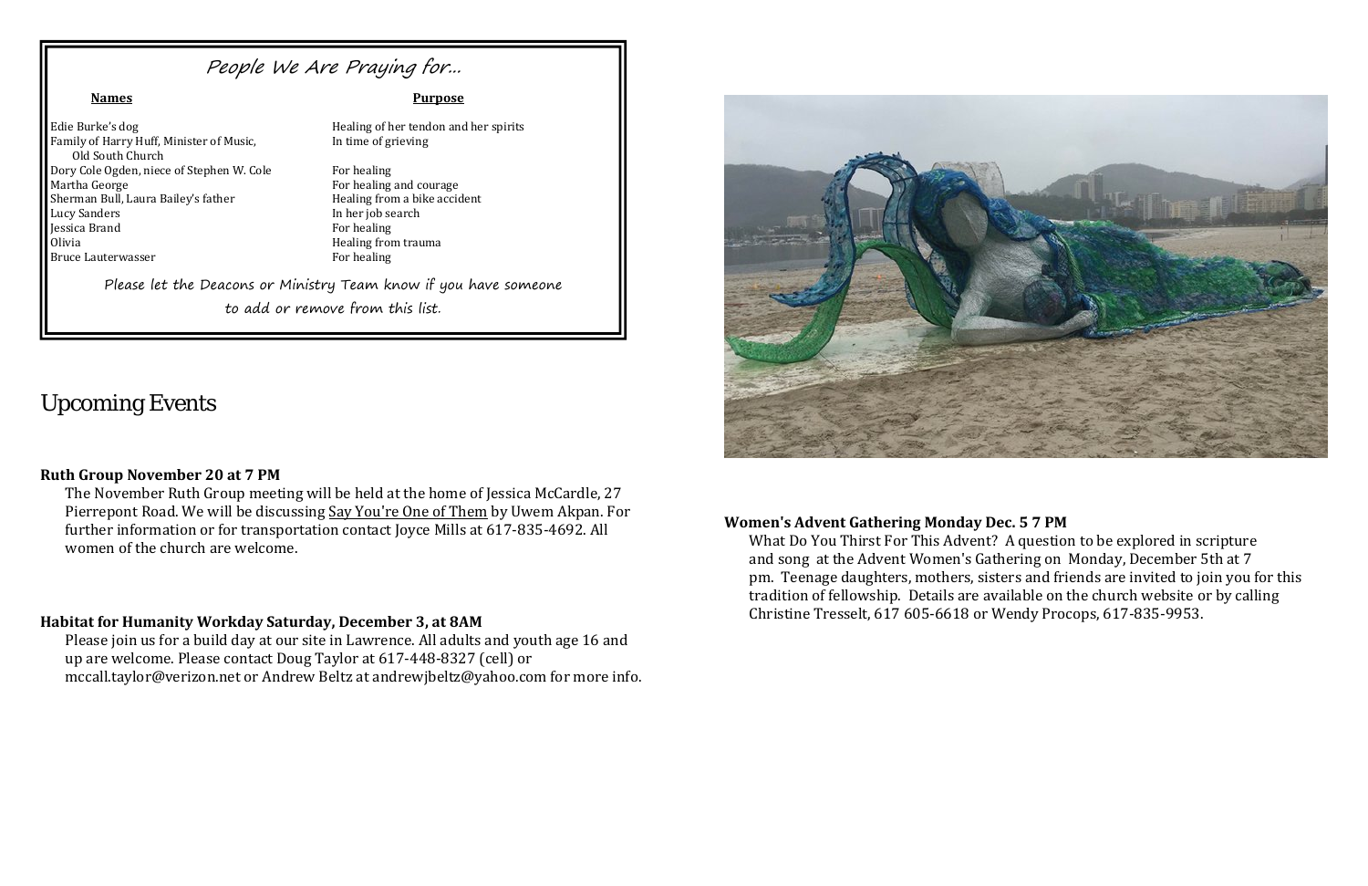## People We Are Praying for...

| Names | Purpose |
|---|---|
| Edie Burke's dog | Healing of her tendon and her spirits |
| Family of Harry Huff, Minister of Music, Old South Church | In time of grieving |
| Dory Cole Ogden, niece of Stephen W. Cole | For healing |
| Martha George | For healing and courage |
| Sherman Bull, Laura Bailey's father | Healing from a bike accident |
| Lucy Sanders | In her job search |
| Jessica Brand | For healing |
| Olivia | Healing from trauma |
| Bruce Lauterwasser | For healing |

Please let the Deacons or Ministry Team know if you have someone to add or remove from this list.

# Upcoming Events

**Ruth Group November 20 at 7 PM**

The November Ruth Group meeting will be held at the home of Jessica McCardle, 27 Pierrepont Road. We will be discussing Say You're One of Them by Uwem Akpan. For further information or for transportation contact Joyce Mills at 617-835-4692. All women of the church are welcome.

**Habitat for Humanity Workday Saturday, December 3, at 8AM**

Please join us for a build day at our site in Lawrence. All adults and youth age 16 and up are welcome. Please contact Doug Taylor at 617-448-8327 (cell) or mccall.taylor@verizon.net or Andrew Beltz at andrewjbeltz@yahoo.com for more info.

**Women's Advent Gathering Monday Dec. 5 7 PM**

What Do You Thirst For This Advent? A question to be explored in scripture and song at the Advent Women's Gathering on Monday, December 5th at 7 pm. Teenage daughters, mothers, sisters and friends are invited to join you for this tradition of fellowship. Details are available on the church website or by calling Christine Tresselt, 617 605-6618 or Wendy Procops, 617-835-9953.